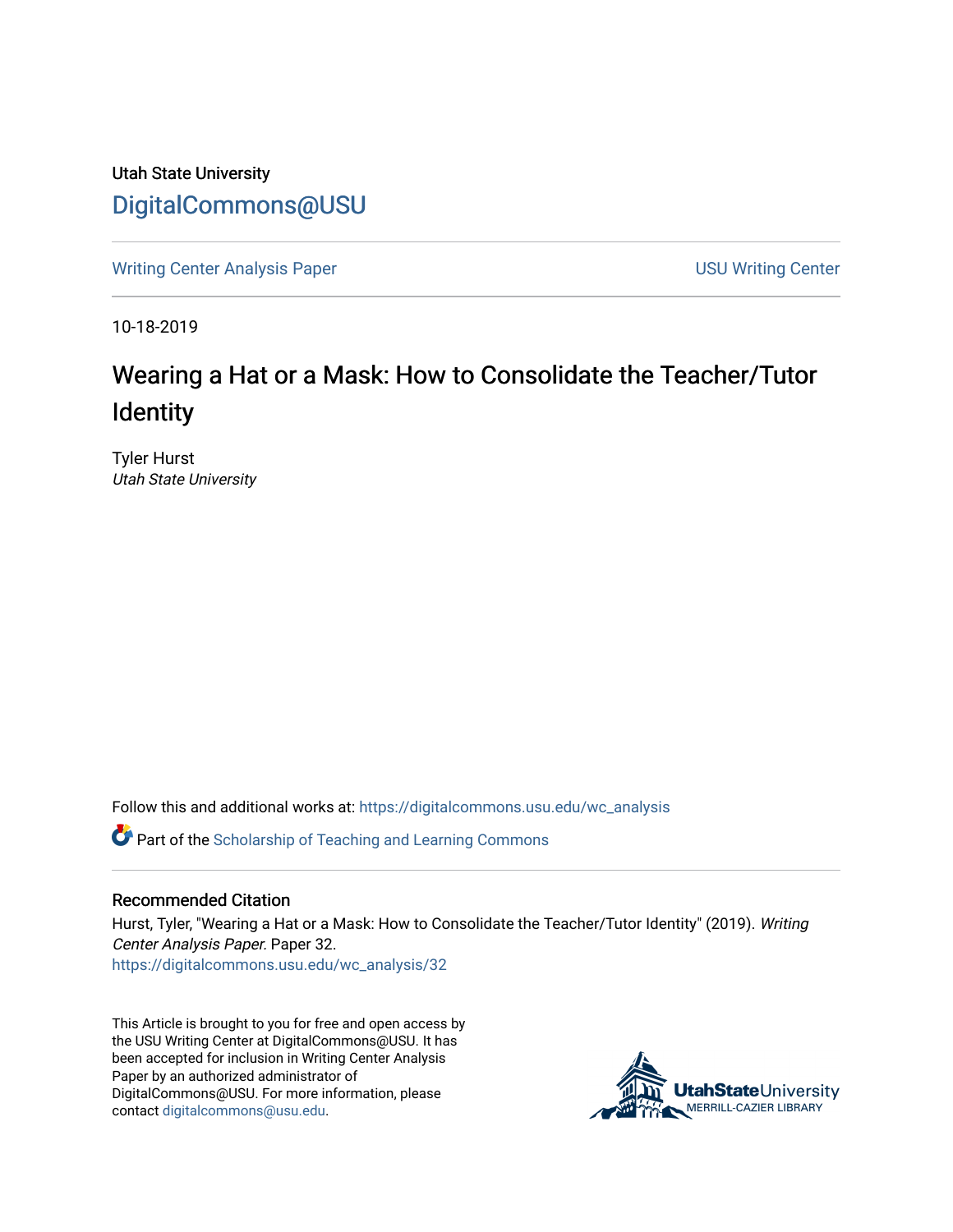Utah State University

DigitalCommons@USU

Writing Center Analysis Paper | USU Writing Center

10-18-2019

# Wearing a Hat or a Mask: How to Consolidate the Teacher/Tutor Identity

Tyler Hurst
*Utah State University*

Follow this and additional works at: https://digitalcommons.usu.edu/wc_analysis

Part of the Scholarship of Teaching and Learning Commons

## Recommended Citation

Hurst, Tyler, "Wearing a Hat or a Mask: How to Consolidate the Teacher/Tutor Identity" (2019). *Writing Center Analysis Paper*. Paper 32.
https://digitalcommons.usu.edu/wc_analysis/32

This Article is brought to you for free and open access by the USU Writing Center at DigitalCommons@USU. It has been accepted for inclusion in Writing Center Analysis Paper by an authorized administrator of DigitalCommons@USU. For more information, please contact digitalcommons@usu.edu.

UtahStateUniversity MERRILL-CAZIER LIBRARY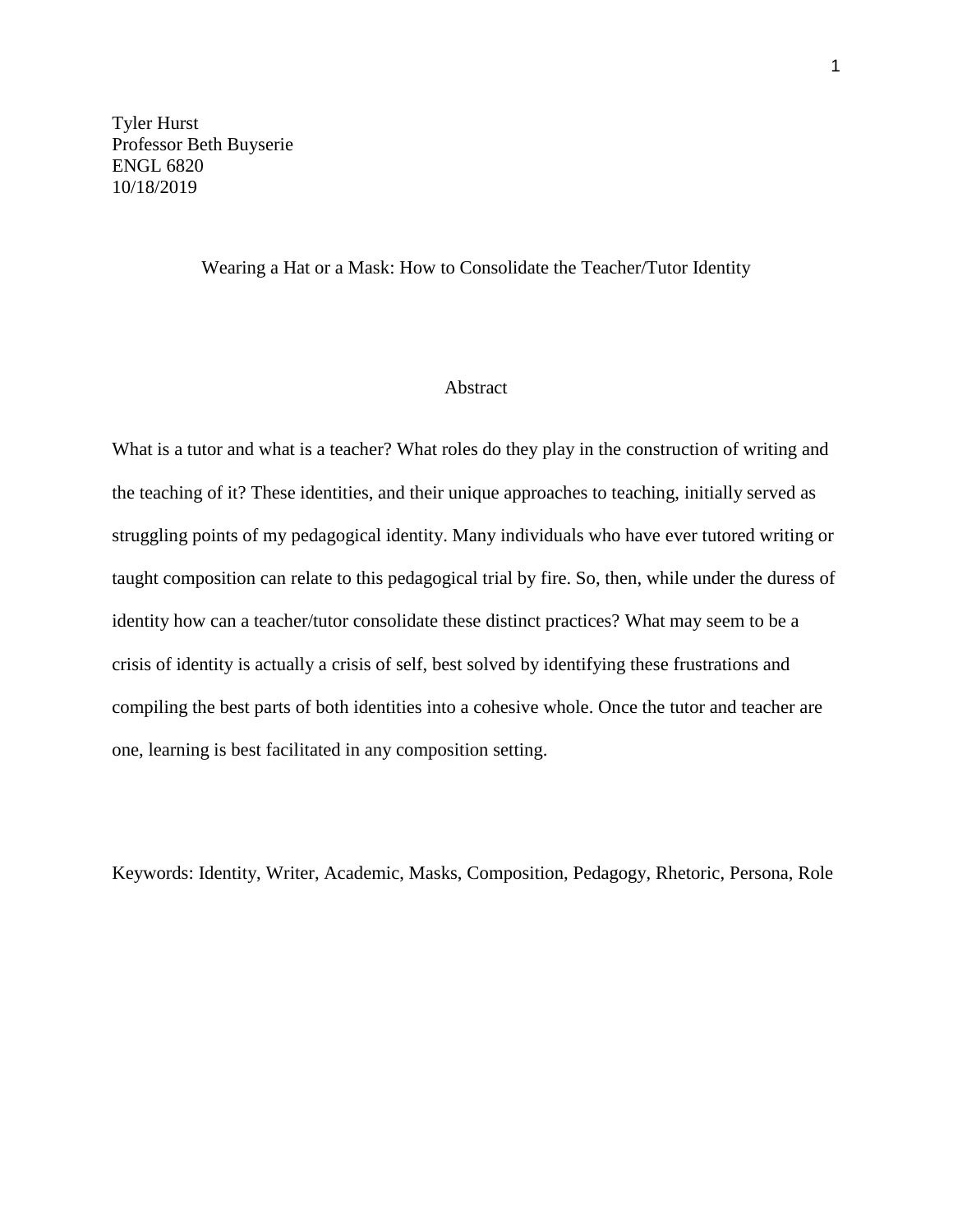Tyler Hurst
Professor Beth Buyserie
ENGL 6820
10/18/2019

# Wearing a Hat or a Mask: How to Consolidate the Teacher/Tutor Identity

## Abstract

What is a tutor and what is a teacher? What roles do they play in the construction of writing and the teaching of it? These identities, and their unique approaches to teaching, initially served as struggling points of my pedagogical identity. Many individuals who have ever tutored writing or taught composition can relate to this pedagogical trial by fire. So, then, while under the duress of identity how can a teacher/tutor consolidate these distinct practices? What may seem to be a crisis of identity is actually a crisis of self, best solved by identifying these frustrations and compiling the best parts of both identities into a cohesive whole. Once the tutor and teacher are one, learning is best facilitated in any composition setting.

Keywords: Identity, Writer, Academic, Masks, Composition, Pedagogy, Rhetoric, Persona, Role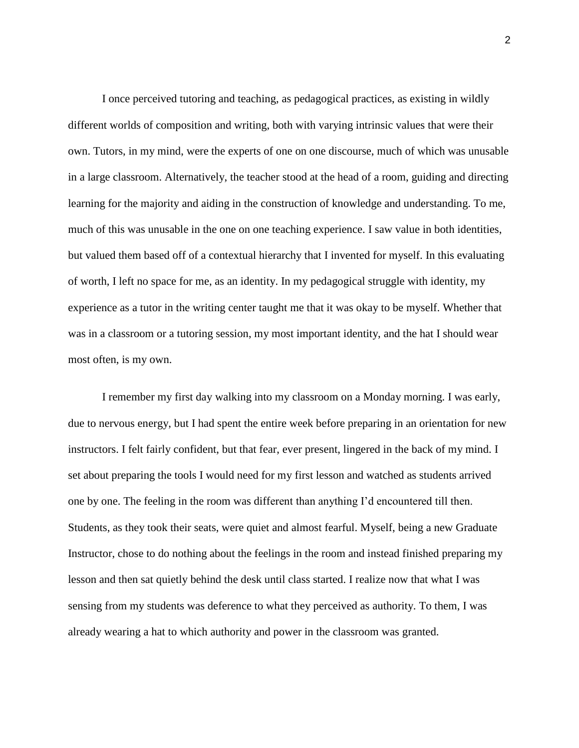I once perceived tutoring and teaching, as pedagogical practices, as existing in wildly different worlds of composition and writing, both with varying intrinsic values that were their own. Tutors, in my mind, were the experts of one on one discourse, much of which was unusable in a large classroom. Alternatively, the teacher stood at the head of a room, guiding and directing learning for the majority and aiding in the construction of knowledge and understanding. To me, much of this was unusable in the one on one teaching experience. I saw value in both identities, but valued them based off of a contextual hierarchy that I invented for myself. In this evaluating of worth, I left no space for me, as an identity. In my pedagogical struggle with identity, my experience as a tutor in the writing center taught me that it was okay to be myself. Whether that was in a classroom or a tutoring session, my most important identity, and the hat I should wear most often, is my own.

I remember my first day walking into my classroom on a Monday morning. I was early, due to nervous energy, but I had spent the entire week before preparing in an orientation for new instructors. I felt fairly confident, but that fear, ever present, lingered in the back of my mind. I set about preparing the tools I would need for my first lesson and watched as students arrived one by one. The feeling in the room was different than anything I'd encountered till then. Students, as they took their seats, were quiet and almost fearful. Myself, being a new Graduate Instructor, chose to do nothing about the feelings in the room and instead finished preparing my lesson and then sat quietly behind the desk until class started. I realize now that what I was sensing from my students was deference to what they perceived as authority. To them, I was already wearing a hat to which authority and power in the classroom was granted.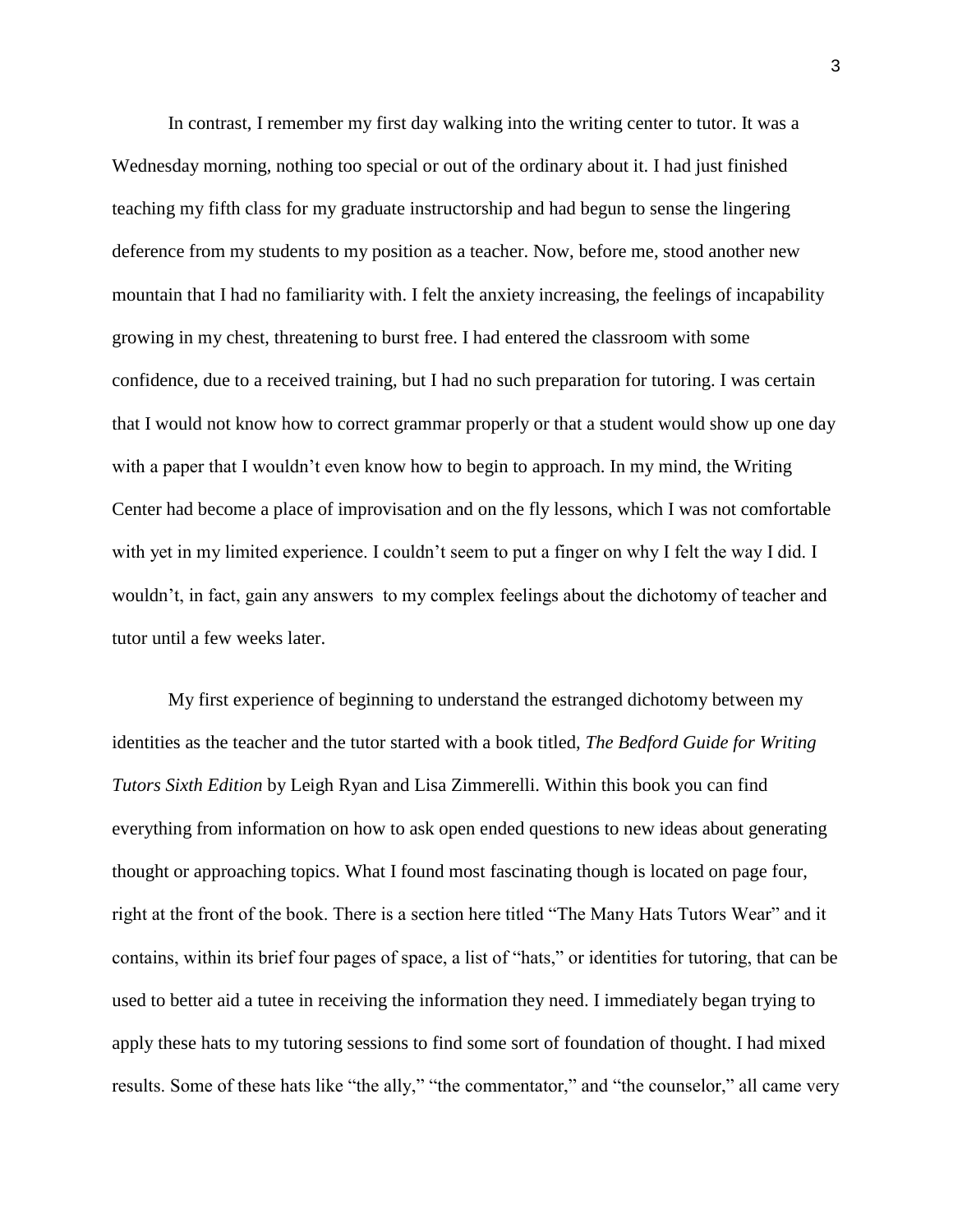In contrast, I remember my first day walking into the writing center to tutor. It was a Wednesday morning, nothing too special or out of the ordinary about it. I had just finished teaching my fifth class for my graduate instructorship and had begun to sense the lingering deference from my students to my position as a teacher. Now, before me, stood another new mountain that I had no familiarity with. I felt the anxiety increasing, the feelings of incapability growing in my chest, threatening to burst free. I had entered the classroom with some confidence, due to a received training, but I had no such preparation for tutoring. I was certain that I would not know how to correct grammar properly or that a student would show up one day with a paper that I wouldn't even know how to begin to approach. In my mind, the Writing Center had become a place of improvisation and on the fly lessons, which I was not comfortable with yet in my limited experience. I couldn't seem to put a finger on why I felt the way I did. I wouldn't, in fact, gain any answers to my complex feelings about the dichotomy of teacher and tutor until a few weeks later.

My first experience of beginning to understand the estranged dichotomy between my identities as the teacher and the tutor started with a book titled, *The Bedford Guide for Writing Tutors Sixth Edition* by Leigh Ryan and Lisa Zimmerelli. Within this book you can find everything from information on how to ask open ended questions to new ideas about generating thought or approaching topics. What I found most fascinating though is located on page four, right at the front of the book. There is a section here titled "The Many Hats Tutors Wear" and it contains, within its brief four pages of space, a list of "hats," or identities for tutoring, that can be used to better aid a tutee in receiving the information they need. I immediately began trying to apply these hats to my tutoring sessions to find some sort of foundation of thought. I had mixed results. Some of these hats like "the ally," "the commentator," and "the counselor," all came very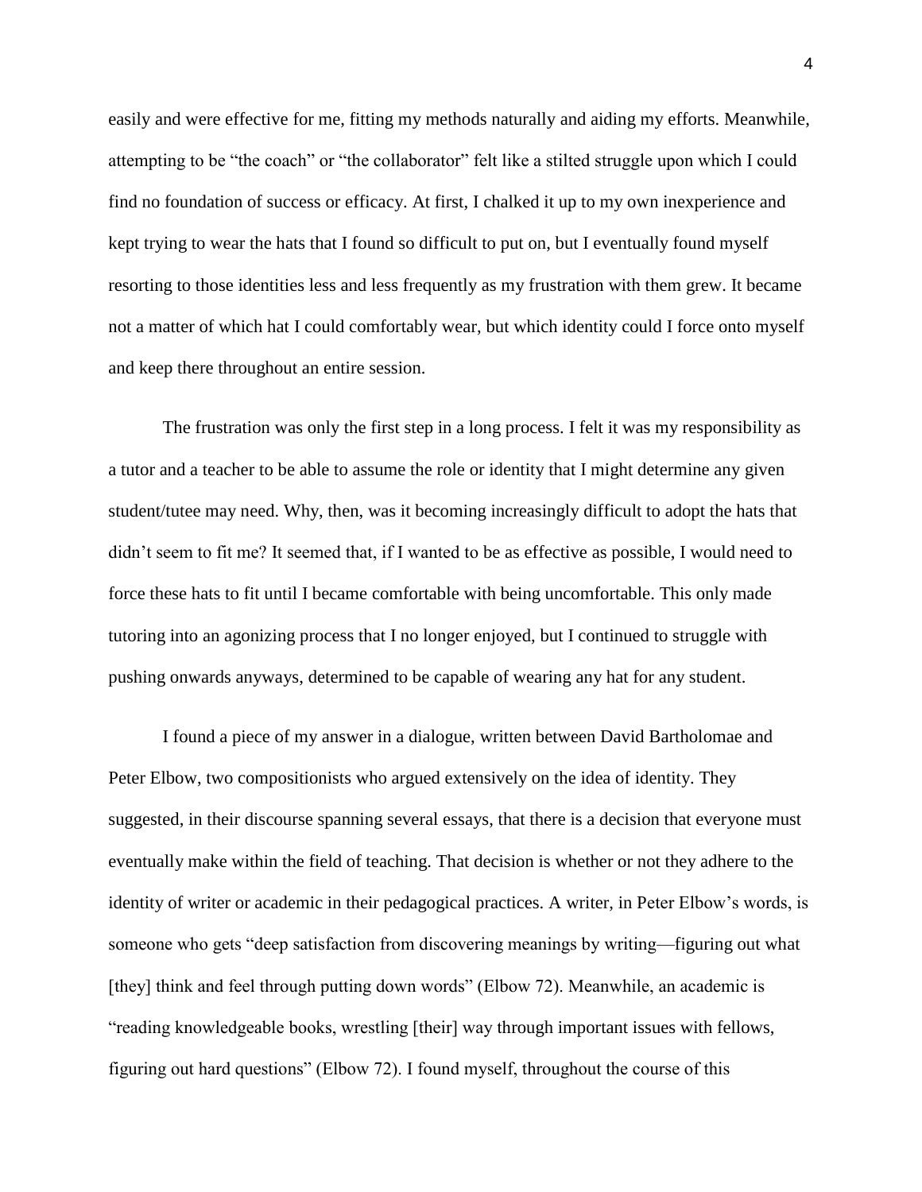easily and were effective for me, fitting my methods naturally and aiding my efforts. Meanwhile, attempting to be "the coach" or "the collaborator" felt like a stilted struggle upon which I could find no foundation of success or efficacy. At first, I chalked it up to my own inexperience and kept trying to wear the hats that I found so difficult to put on, but I eventually found myself resorting to those identities less and less frequently as my frustration with them grew. It became not a matter of which hat I could comfortably wear, but which identity could I force onto myself and keep there throughout an entire session.

The frustration was only the first step in a long process. I felt it was my responsibility as a tutor and a teacher to be able to assume the role or identity that I might determine any given student/tutee may need. Why, then, was it becoming increasingly difficult to adopt the hats that didn't seem to fit me? It seemed that, if I wanted to be as effective as possible, I would need to force these hats to fit until I became comfortable with being uncomfortable. This only made tutoring into an agonizing process that I no longer enjoyed, but I continued to struggle with pushing onwards anyways, determined to be capable of wearing any hat for any student.

I found a piece of my answer in a dialogue, written between David Bartholomae and Peter Elbow, two compositionists who argued extensively on the idea of identity. They suggested, in their discourse spanning several essays, that there is a decision that everyone must eventually make within the field of teaching. That decision is whether or not they adhere to the identity of writer or academic in their pedagogical practices. A writer, in Peter Elbow's words, is someone who gets "deep satisfaction from discovering meanings by writing—figuring out what [they] think and feel through putting down words" (Elbow 72). Meanwhile, an academic is "reading knowledgeable books, wrestling [their] way through important issues with fellows, figuring out hard questions" (Elbow 72). I found myself, throughout the course of this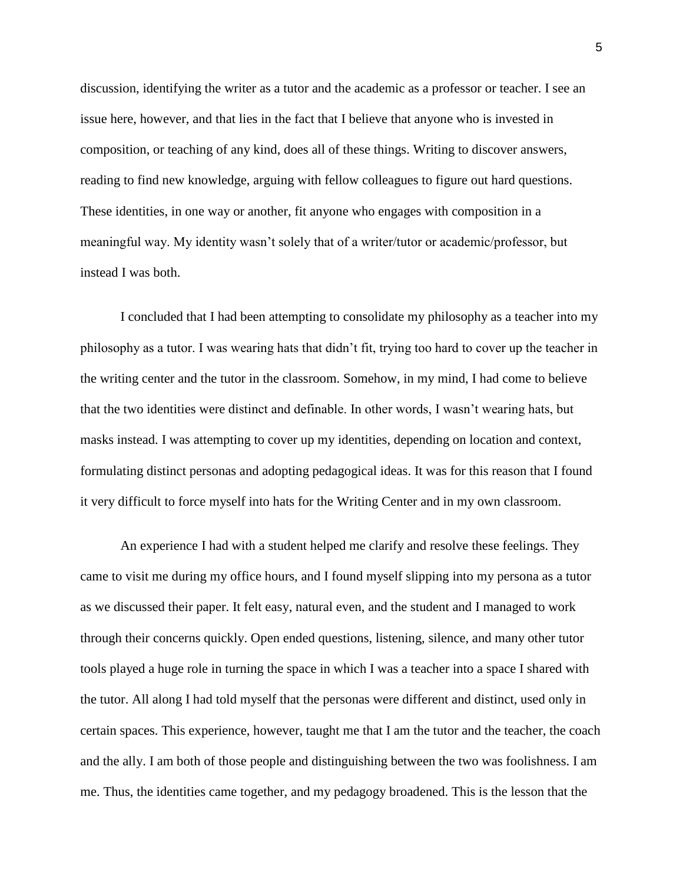discussion, identifying the writer as a tutor and the academic as a professor or teacher. I see an issue here, however, and that lies in the fact that I believe that anyone who is invested in composition, or teaching of any kind, does all of these things. Writing to discover answers, reading to find new knowledge, arguing with fellow colleagues to figure out hard questions. These identities, in one way or another, fit anyone who engages with composition in a meaningful way. My identity wasn't solely that of a writer/tutor or academic/professor, but instead I was both.

I concluded that I had been attempting to consolidate my philosophy as a teacher into my philosophy as a tutor. I was wearing hats that didn't fit, trying too hard to cover up the teacher in the writing center and the tutor in the classroom. Somehow, in my mind, I had come to believe that the two identities were distinct and definable. In other words, I wasn't wearing hats, but masks instead. I was attempting to cover up my identities, depending on location and context, formulating distinct personas and adopting pedagogical ideas. It was for this reason that I found it very difficult to force myself into hats for the Writing Center and in my own classroom.

An experience I had with a student helped me clarify and resolve these feelings. They came to visit me during my office hours, and I found myself slipping into my persona as a tutor as we discussed their paper. It felt easy, natural even, and the student and I managed to work through their concerns quickly. Open ended questions, listening, silence, and many other tutor tools played a huge role in turning the space in which I was a teacher into a space I shared with the tutor. All along I had told myself that the personas were different and distinct, used only in certain spaces. This experience, however, taught me that I am the tutor and the teacher, the coach and the ally. I am both of those people and distinguishing between the two was foolishness. I am me. Thus, the identities came together, and my pedagogy broadened. This is the lesson that the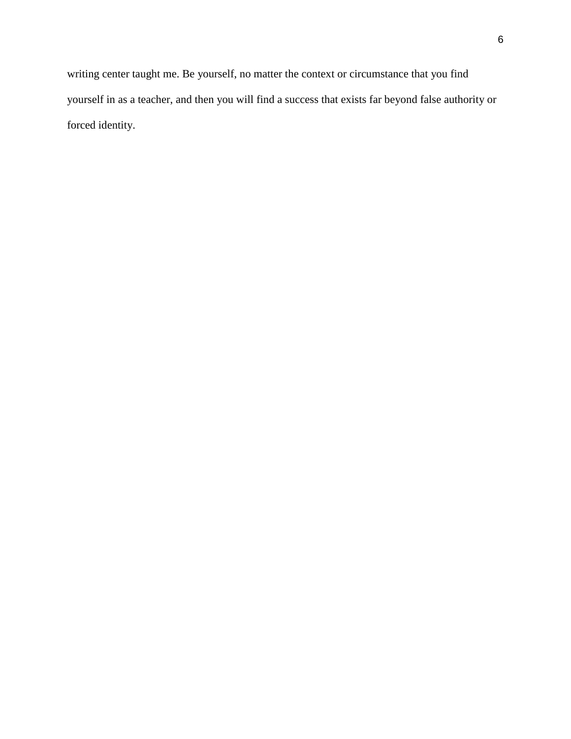writing center taught me. Be yourself, no matter the context or circumstance that you find yourself in as a teacher, and then you will find a success that exists far beyond false authority or forced identity.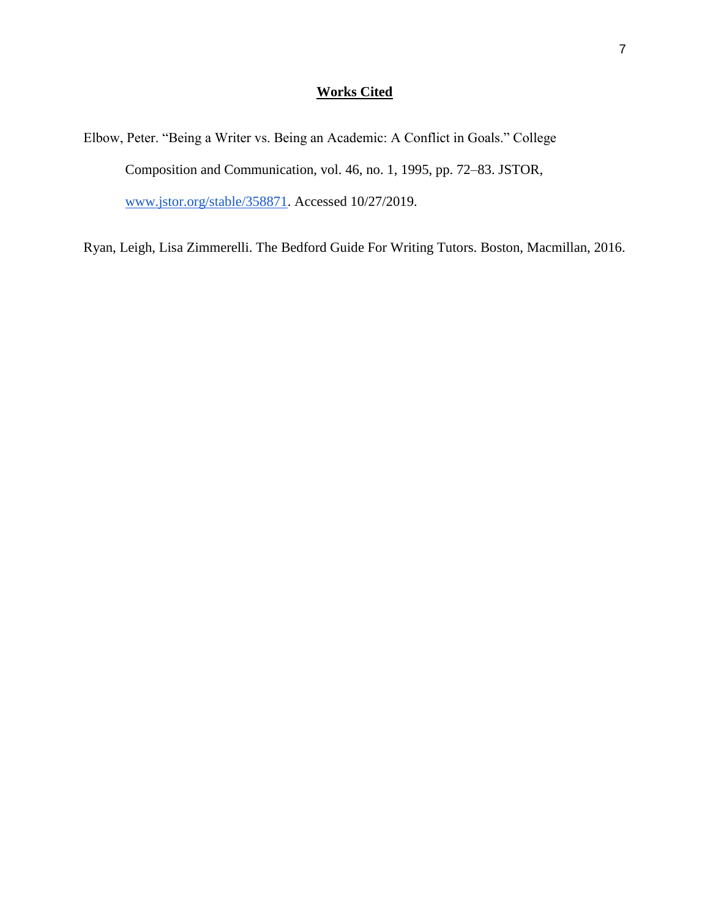# **Works Cited**

Elbow, Peter. “Being a Writer vs. Being an Academic: A Conflict in Goals.” College Composition and Communication, vol. 46, no. 1, 1995, pp. 72–83. JSTOR, www.jstor.org/stable/358871. Accessed 10/27/2019.

Ryan, Leigh, Lisa Zimmerelli. The Bedford Guide For Writing Tutors. Boston, Macmillan, 2016.